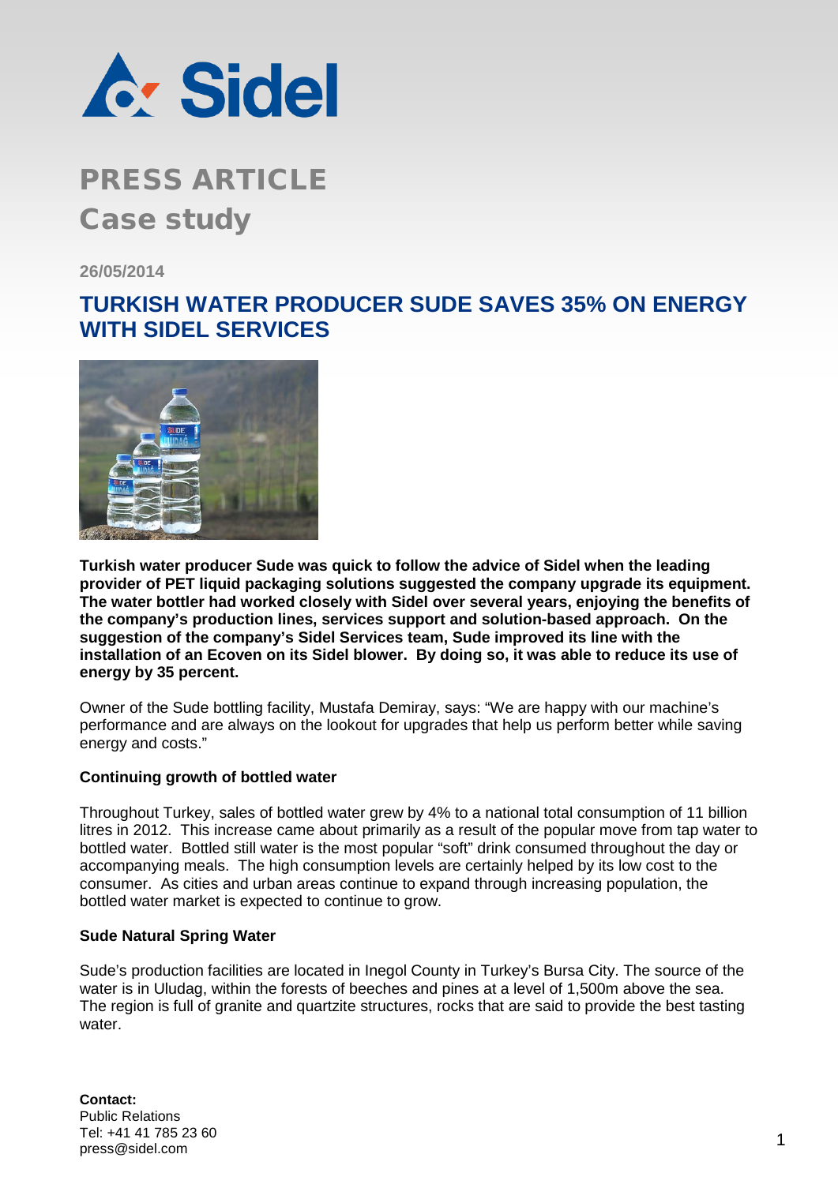Sidel

# PRESS ARTICLE

## Case study

**26/05/2014**

# TURKISH WATER PRODUCER SUDE SAVES 35% ON ENERGY WITH SIDEL SERVICES

**Turkish water producer Sude was quick to follow the advice of Sidel when the leading provider of PET liquid packaging solutions suggested the company upgrade its equipment. The water bottler had worked closely with Sidel over several years, enjoying the benefits of the company's production lines, services support and solution-based approach. On the suggestion of the company's Sidel Services team, Sude improved its line with the installation of an Ecoven on its Sidel blower. By doing so, it was able to reduce its use of energy by 35 percent.**

Owner of the Sude bottling facility, Mustafa Demiray, says: "We are happy with our machine's performance and are always on the lookout for upgrades that help us perform better while saving energy and costs."

**Continuing growth of bottled water**

Throughout Turkey, sales of bottled water grew by 4% to a national total consumption of 11 billion litres in 2012. This increase came about primarily as a result of the popular move from tap water to bottled water. Bottled still water is the most popular "soft" drink consumed throughout the day or accompanying meals. The high consumption levels are certainly helped by its low cost to the consumer. As cities and urban areas continue to expand through increasing population, the bottled water market is expected to continue to grow.

**Sude Natural Spring Water**

Sude's production facilities are located in Inegol County in Turkey's Bursa City. The source of the water is in Uludag, within the forests of beeches and pines at a level of 1,500m above the sea. The region is full of granite and quartzite structures, rocks that are said to provide the best tasting water.

**Contact:**
Public Relations
Tel: +41 41 785 23 60
press@sidel.com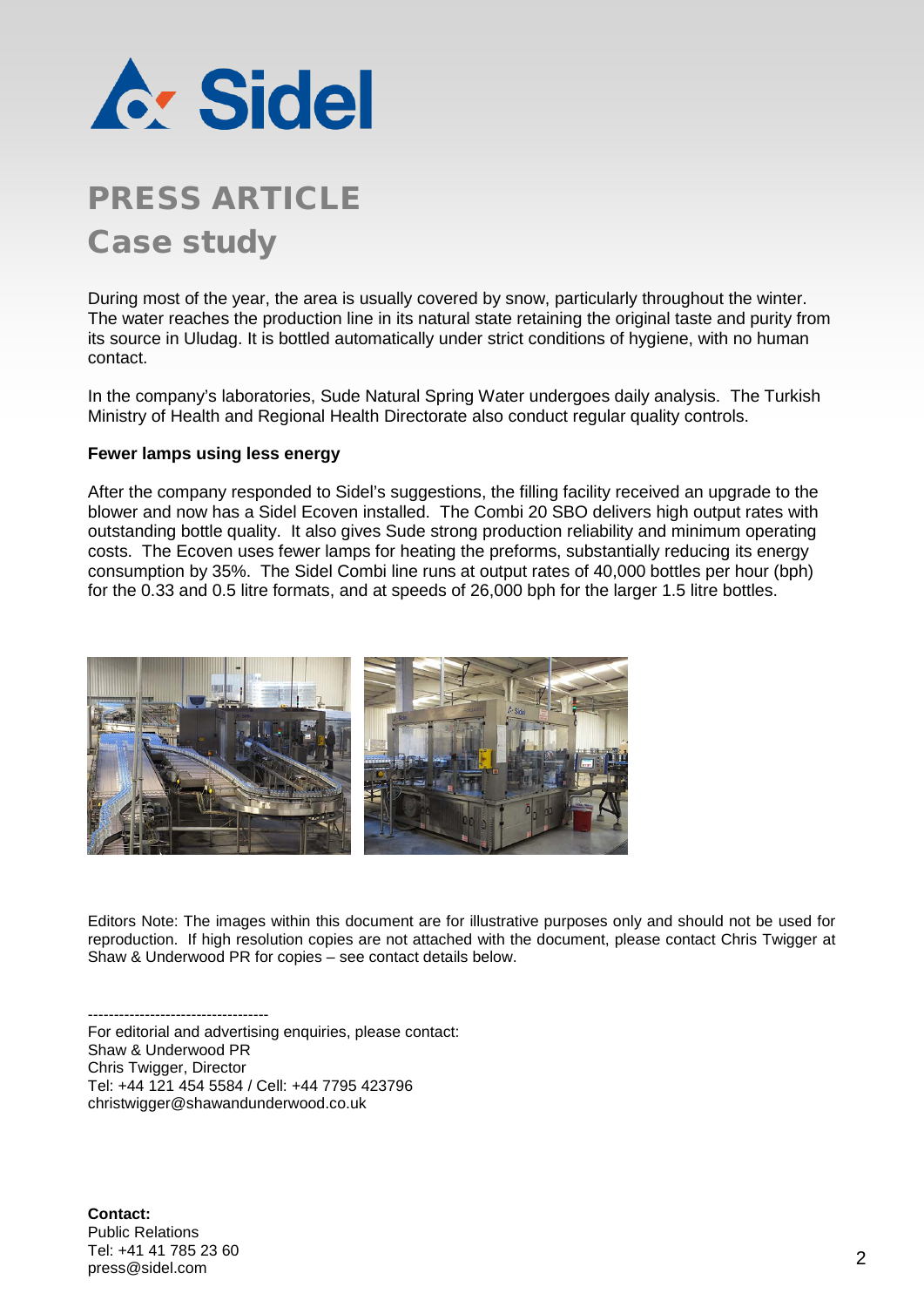# PRESS ARTICLE

## Case study

During most of the year, the area is usually covered by snow, particularly throughout the winter. The water reaches the production line in its natural state retaining the original taste and purity from its source in Uludag. It is bottled automatically under strict conditions of hygiene, with no human contact.

In the company's laboratories, Sude Natural Spring Water undergoes daily analysis. The Turkish Ministry of Health and Regional Health Directorate also conduct regular quality controls.

**Fewer lamps using less energy**

After the company responded to Sidel's suggestions, the filling facility received an upgrade to the blower and now has a Sidel Ecoven installed. The Combi 20 SBO delivers high output rates with outstanding bottle quality. It also gives Sude strong production reliability and minimum operating costs. The Ecoven uses fewer lamps for heating the preforms, substantially reducing its energy consumption by 35%. The Sidel Combi line runs at output rates of 40,000 bottles per hour (bph) for the 0.33 and 0.5 litre formats, and at speeds of 26,000 bph for the larger 1.5 litre bottles.

Editors Note: The images within this document are for illustrative purposes only and should not be used for reproduction. If high resolution copies are not attached with the document, please contact Chris Twigger at Shaw & Underwood PR for copies – see contact details below.

-----------------------------------

For editorial and advertising enquiries, please contact:
Shaw & Underwood PR
Chris Twigger, Director
Tel: +44 121 454 5584 / Cell: +44 7795 423796
christwigger@shawandunderwood.co.uk

**Contact:**
Public Relations
Tel: +41 41 785 23 60
press@sidel.com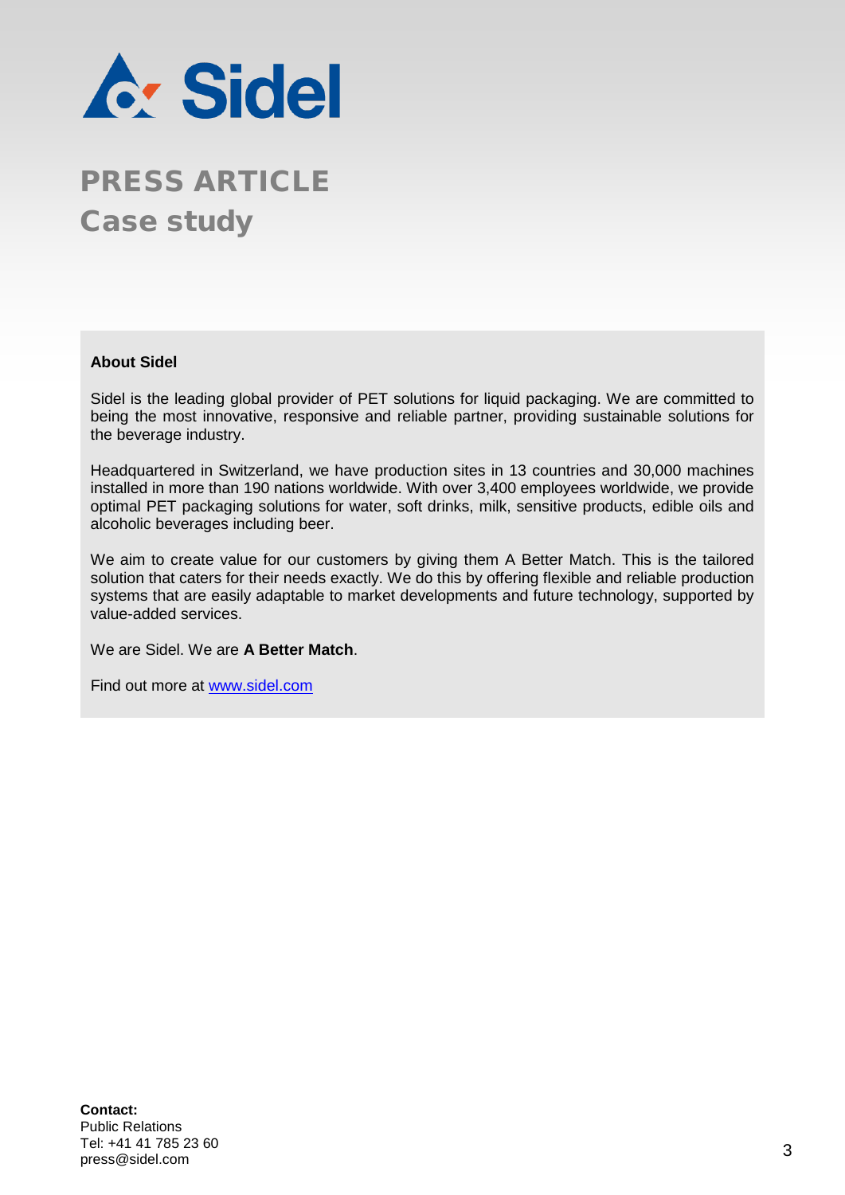# PRESS ARTICLE
## Case study

**About Sidel**

Sidel is the leading global provider of PET solutions for liquid packaging. We are committed to being the most innovative, responsive and reliable partner, providing sustainable solutions for the beverage industry.

Headquartered in Switzerland, we have production sites in 13 countries and 30,000 machines installed in more than 190 nations worldwide. With over 3,400 employees worldwide, we provide optimal PET packaging solutions for water, soft drinks, milk, sensitive products, edible oils and alcoholic beverages including beer.

We aim to create value for our customers by giving them A Better Match. This is the tailored solution that caters for their needs exactly. We do this by offering flexible and reliable production systems that are easily adaptable to market developments and future technology, supported by value-added services.

We are Sidel. We are **A Better Match**.

Find out more at [www.sidel.com](http://www.sidel.com)

**Contact:**
Public Relations
Tel: +41 41 785 23 60
press@sidel.com